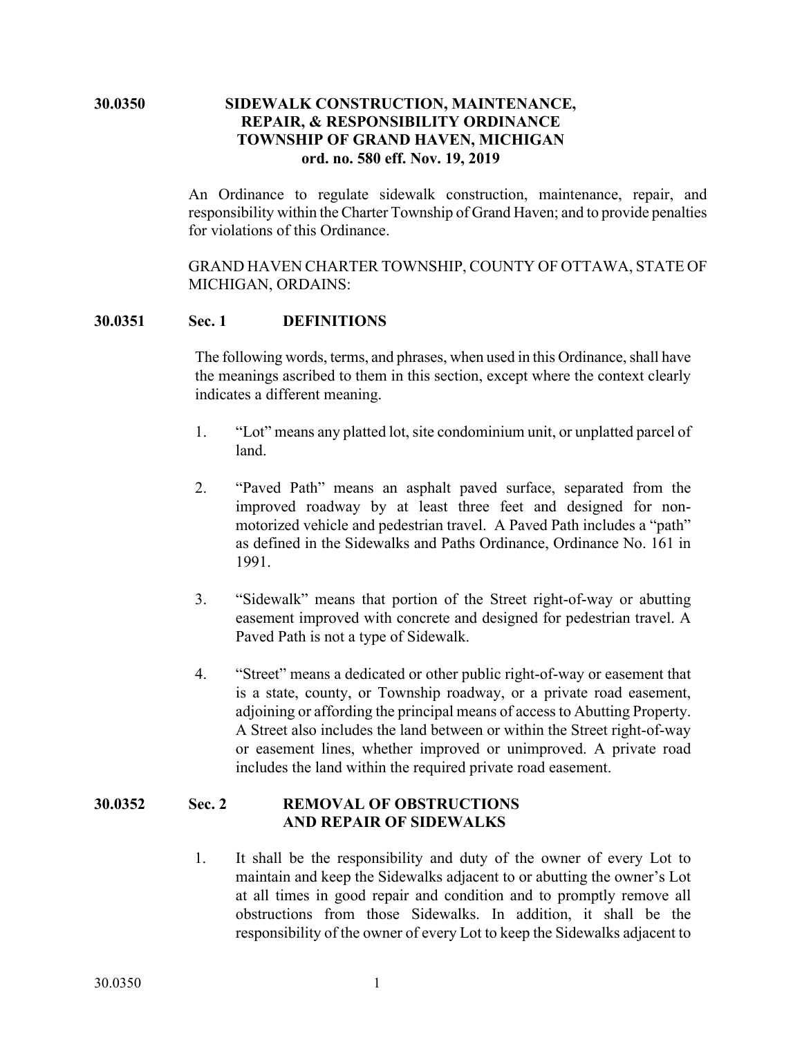# 30.0350 SIDEWALK CONSTRUCTION, MAINTENANCE, REPAIR, & RESPONSIBILITY ORDINANCE TOWNSHIP OF GRAND HAVEN, MICHIGAN ord. no. 580 eff. Nov. 19, 2019

An Ordinance to regulate sidewalk construction, maintenance, repair, and responsibility within the Charter Township of Grand Haven; and to provide penalties for violations of this Ordinance.

GRAND HAVEN CHARTER TOWNSHIP, COUNTY OF OTTAWA, STATE OF MICHIGAN, ORDAINS:

## 30.0351 Sec. 1 DEFINITIONS

The following words, terms, and phrases, when used in this Ordinance, shall have the meanings ascribed to them in this section, except where the context clearly indicates a different meaning.

1. "Lot" means any platted lot, site condominium unit, or unplatted parcel of land.

2. "Paved Path" means an asphalt paved surface, separated from the improved roadway by at least three feet and designed for non-motorized vehicle and pedestrian travel. A Paved Path includes a "path" as defined in the Sidewalks and Paths Ordinance, Ordinance No. 161 in 1991.

3. "Sidewalk" means that portion of the Street right-of-way or abutting easement improved with concrete and designed for pedestrian travel. A Paved Path is not a type of Sidewalk.

4. "Street" means a dedicated or other public right-of-way or easement that is a state, county, or Township roadway, or a private road easement, adjoining or affording the principal means of access to Abutting Property. A Street also includes the land between or within the Street right-of-way or easement lines, whether improved or unimproved. A private road includes the land within the required private road easement.

## 30.0352 Sec. 2 REMOVAL OF OBSTRUCTIONS AND REPAIR OF SIDEWALKS

1. It shall be the responsibility and duty of the owner of every Lot to maintain and keep the Sidewalks adjacent to or abutting the owner's Lot at all times in good repair and condition and to promptly remove all obstructions from those Sidewalks. In addition, it shall be the responsibility of the owner of every Lot to keep the Sidewalks adjacent to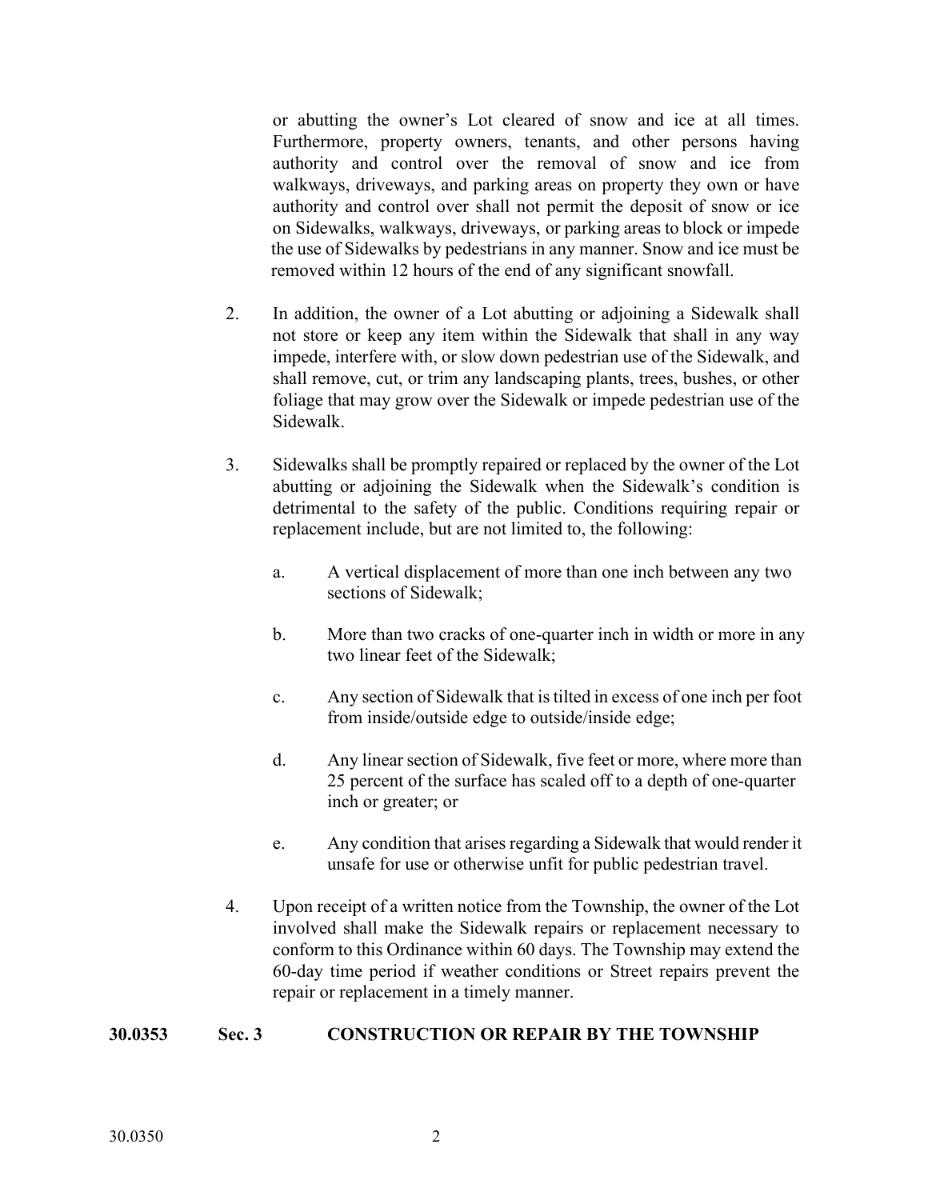or abutting the owner's Lot cleared of snow and ice at all times. Furthermore, property owners, tenants, and other persons having authority and control over the removal of snow and ice from walkways, driveways, and parking areas on property they own or have authority and control over shall not permit the deposit of snow or ice on Sidewalks, walkways, driveways, or parking areas to block or impede the use of Sidewalks by pedestrians in any manner. Snow and ice must be removed within 12 hours of the end of any significant snowfall.

2. In addition, the owner of a Lot abutting or adjoining a Sidewalk shall not store or keep any item within the Sidewalk that shall in any way impede, interfere with, or slow down pedestrian use of the Sidewalk, and shall remove, cut, or trim any landscaping plants, trees, bushes, or other foliage that may grow over the Sidewalk or impede pedestrian use of the Sidewalk.

3. Sidewalks shall be promptly repaired or replaced by the owner of the Lot abutting or adjoining the Sidewalk when the Sidewalk's condition is detrimental to the safety of the public. Conditions requiring repair or replacement include, but are not limited to, the following:

   a. A vertical displacement of more than one inch between any two sections of Sidewalk;

   b. More than two cracks of one-quarter inch in width or more in any two linear feet of the Sidewalk;

   c. Any section of Sidewalk that is tilted in excess of one inch per foot from inside/outside edge to outside/inside edge;

   d. Any linear section of Sidewalk, five feet or more, where more than 25 percent of the surface has scaled off to a depth of one-quarter inch or greater; or

   e. Any condition that arises regarding a Sidewalk that would render it unsafe for use or otherwise unfit for public pedestrian travel.

4. Upon receipt of a written notice from the Township, the owner of the Lot involved shall make the Sidewalk repairs or replacement necessary to conform to this Ordinance within 60 days. The Township may extend the 60-day time period if weather conditions or Street repairs prevent the repair or replacement in a timely manner.

## 30.0353 Sec. 3 CONSTRUCTION OR REPAIR BY THE TOWNSHIP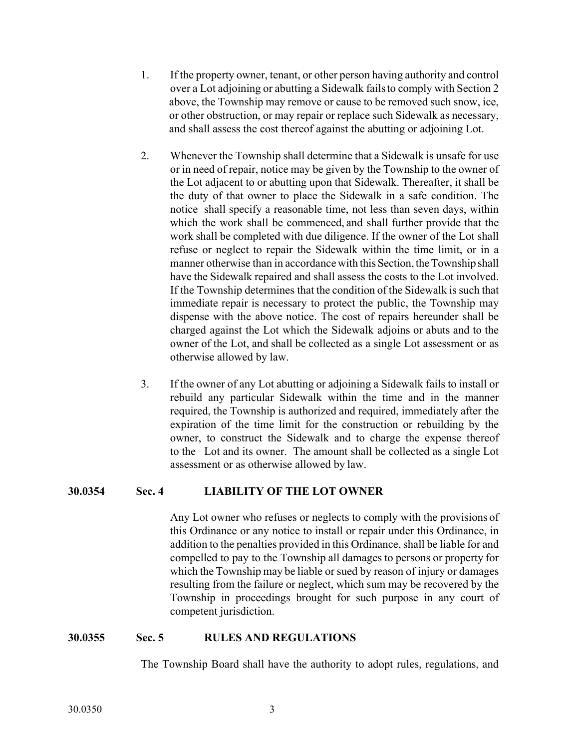1. If the property owner, tenant, or other person having authority and control over a Lot adjoining or abutting a Sidewalk fails to comply with Section 2 above, the Township may remove or cause to be removed such snow, ice, or other obstruction, or may repair or replace such Sidewalk as necessary, and shall assess the cost thereof against the abutting or adjoining Lot.

2. Whenever the Township shall determine that a Sidewalk is unsafe for use or in need of repair, notice may be given by the Township to the owner of the Lot adjacent to or abutting upon that Sidewalk. Thereafter, it shall be the duty of that owner to place the Sidewalk in a safe condition. The notice shall specify a reasonable time, not less than seven days, within which the work shall be commenced, and shall further provide that the work shall be completed with due diligence. If the owner of the Lot shall refuse or neglect to repair the Sidewalk within the time limit, or in a manner otherwise than in accordance with this Section, the Township shall have the Sidewalk repaired and shall assess the costs to the Lot involved. If the Township determines that the condition of the Sidewalk is such that immediate repair is necessary to protect the public, the Township may dispense with the above notice. The cost of repairs hereunder shall be charged against the Lot which the Sidewalk adjoins or abuts and to the owner of the Lot, and shall be collected as a single Lot assessment or as otherwise allowed by law.

3. If the owner of any Lot abutting or adjoining a Sidewalk fails to install or rebuild any particular Sidewalk within the time and in the manner required, the Township is authorized and required, immediately after the expiration of the time limit for the construction or rebuilding by the owner, to construct the Sidewalk and to charge the expense thereof to the Lot and its owner. The amount shall be collected as a single Lot assessment or as otherwise allowed by law.

## 30.0354 Sec. 4 LIABILITY OF THE LOT OWNER

Any Lot owner who refuses or neglects to comply with the provisions of this Ordinance or any notice to install or repair under this Ordinance, in addition to the penalties provided in this Ordinance, shall be liable for and compelled to pay to the Township all damages to persons or property for which the Township may be liable or sued by reason of injury or damages resulting from the failure or neglect, which sum may be recovered by the Township in proceedings brought for such purpose in any court of competent jurisdiction.

## 30.0355 Sec. 5 RULES AND REGULATIONS

The Township Board shall have the authority to adopt rules, regulations, and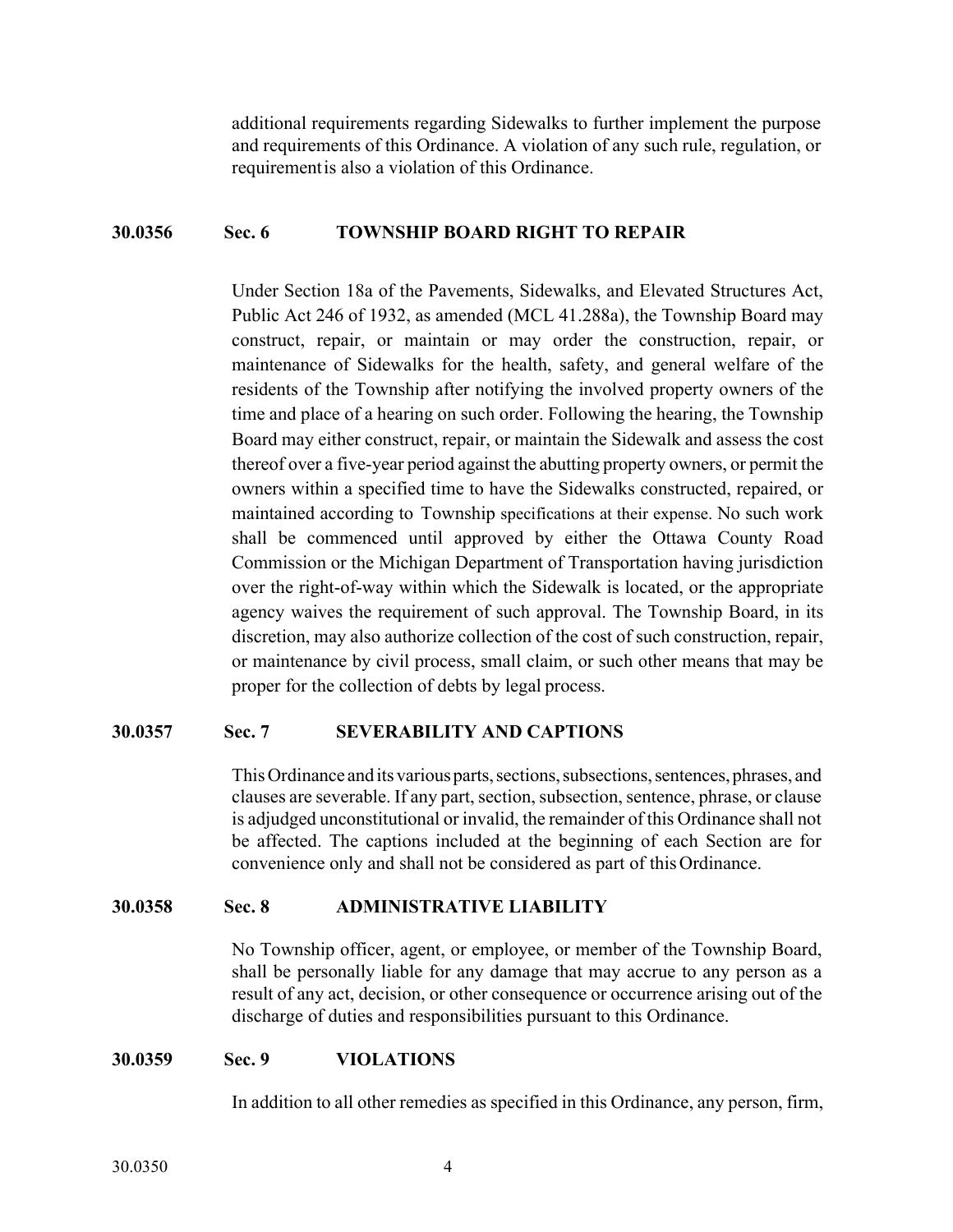additional requirements regarding Sidewalks to further implement the purpose and requirements of this Ordinance. A violation of any such rule, regulation, or requirement is also a violation of this Ordinance.

### 30.0356 Sec. 6 TOWNSHIP BOARD RIGHT TO REPAIR

Under Section 18a of the Pavements, Sidewalks, and Elevated Structures Act, Public Act 246 of 1932, as amended (MCL 41.288a), the Township Board may construct, repair, or maintain or may order the construction, repair, or maintenance of Sidewalks for the health, safety, and general welfare of the residents of the Township after notifying the involved property owners of the time and place of a hearing on such order. Following the hearing, the Township Board may either construct, repair, or maintain the Sidewalk and assess the cost thereof over a five-year period against the abutting property owners, or permit the owners within a specified time to have the Sidewalks constructed, repaired, or maintained according to Township specifications at their expense. No such work shall be commenced until approved by either the Ottawa County Road Commission or the Michigan Department of Transportation having jurisdiction over the right-of-way within which the Sidewalk is located, or the appropriate agency waives the requirement of such approval. The Township Board, in its discretion, may also authorize collection of the cost of such construction, repair, or maintenance by civil process, small claim, or such other means that may be proper for the collection of debts by legal process.

### 30.0357 Sec. 7 SEVERABILITY AND CAPTIONS

This Ordinance and its various parts, sections, subsections, sentences, phrases, and clauses are severable. If any part, section, subsection, sentence, phrase, or clause is adjudged unconstitutional or invalid, the remainder of this Ordinance shall not be affected. The captions included at the beginning of each Section are for convenience only and shall not be considered as part of this Ordinance.

### 30.0358 Sec. 8 ADMINISTRATIVE LIABILITY

No Township officer, agent, or employee, or member of the Township Board, shall be personally liable for any damage that may accrue to any person as a result of any act, decision, or other consequence or occurrence arising out of the discharge of duties and responsibilities pursuant to this Ordinance.

### 30.0359 Sec. 9 VIOLATIONS

In addition to all other remedies as specified in this Ordinance, any person, firm,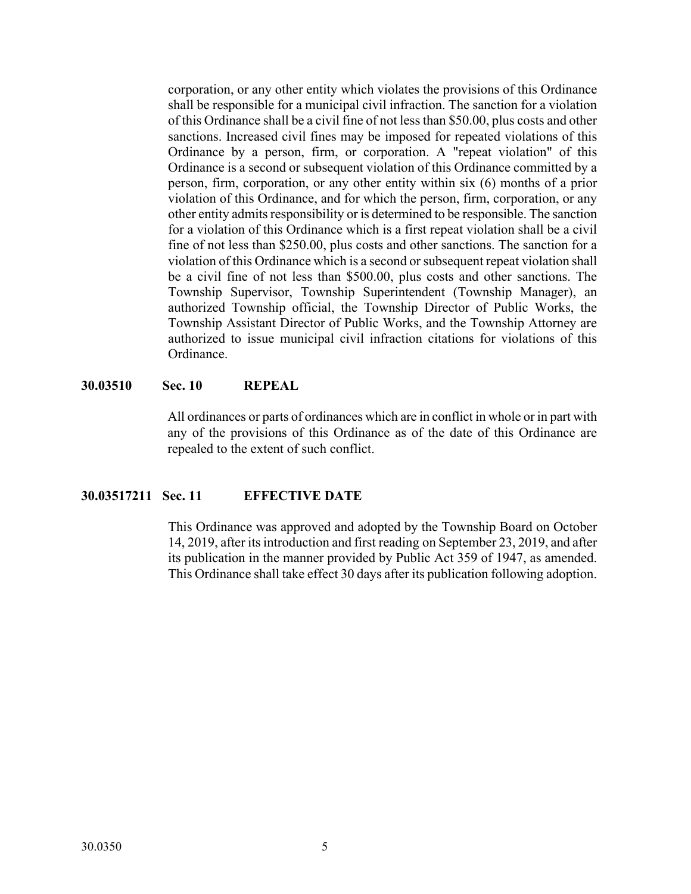corporation, or any other entity which violates the provisions of this Ordinance shall be responsible for a municipal civil infraction. The sanction for a violation of this Ordinance shall be a civil fine of not less than $50.00, plus costs and other sanctions. Increased civil fines may be imposed for repeated violations of this Ordinance by a person, firm, or corporation. A "repeat violation" of this Ordinance is a second or subsequent violation of this Ordinance committed by a person, firm, corporation, or any other entity within six (6) months of a prior violation of this Ordinance, and for which the person, firm, corporation, or any other entity admits responsibility or is determined to be responsible. The sanction for a violation of this Ordinance which is a first repeat violation shall be a civil fine of not less than $250.00, plus costs and other sanctions. The sanction for a violation of this Ordinance which is a second or subsequent repeat violation shall be a civil fine of not less than $500.00, plus costs and other sanctions. The Township Supervisor, Township Superintendent (Township Manager), an authorized Township official, the Township Director of Public Works, the Township Assistant Director of Public Works, and the Township Attorney are authorized to issue municipal civil infraction citations for violations of this Ordinance.

**30.03510 Sec. 10 REPEAL**

All ordinances or parts of ordinances which are in conflict in whole or in part with any of the provisions of this Ordinance as of the date of this Ordinance are repealed to the extent of such conflict.

**30.03517211 Sec. 11 EFFECTIVE DATE**

This Ordinance was approved and adopted by the Township Board on October 14, 2019, after its introduction and first reading on September 23, 2019, and after its publication in the manner provided by Public Act 359 of 1947, as amended. This Ordinance shall take effect 30 days after its publication following adoption.